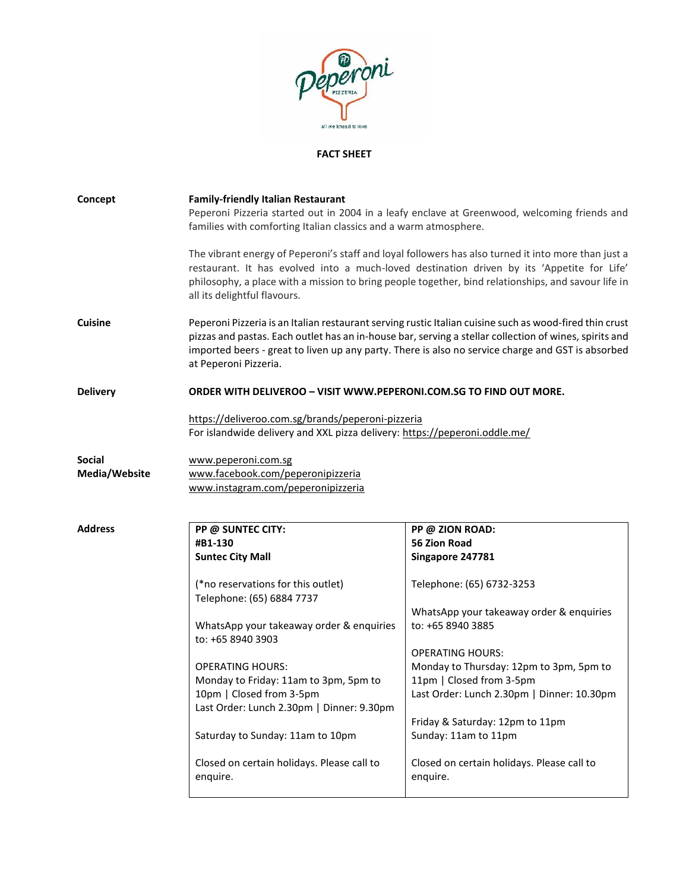# FACT SHEET

**Concept**

**Family-friendly Italian Restaurant**

Peperoni Pizzeria started out in 2004 in a leafy enclave at Greenwood, welcoming friends and families with comforting Italian classics and a warm atmosphere.

The vibrant energy of Peperoni's staff and loyal followers has also turned it into more than just a restaurant. It has evolved into a much-loved destination driven by its 'Appetite for Life' philosophy, a place with a mission to bring people together, bind relationships, and savour life in all its delightful flavours.

**Cuisine**

Peperoni Pizzeria is an Italian restaurant serving rustic Italian cuisine such as wood-fired thin crust pizzas and pastas. Each outlet has an in-house bar, serving a stellar collection of wines, spirits and imported beers - great to liven up any party. There is also no service charge and GST is absorbed at Peperoni Pizzeria.

**Delivery**

**ORDER WITH DELIVEROO – VISIT WWW.PEPERONI.COM.SG TO FIND OUT MORE.**

https://deliveroo.com.sg/brands/peperoni-pizzeria
For islandwide delivery and XXL pizza delivery: https://peperoni.oddle.me/

**Social Media/Website**

www.peperoni.com.sg
www.facebook.com/peperonipizzeria
www.instagram.com/peperonipizzeria

**Address**

| **PP @ SUNTEC CITY:** | **PP @ ZION ROAD:** |
|---|---|
| **#B1-130**<br>**Suntec City Mall**<br><br>(*no reservations for this outlet)<br>Telephone: (65) 6884 7737<br><br>WhatsApp your takeaway order & enquiries to: +65 8940 3903<br><br>OPERATING HOURS:<br>Monday to Friday: 11am to 3pm, 5pm to 10pm \| Closed from 3-5pm<br>Last Order: Lunch 2.30pm \| Dinner: 9.30pm<br><br>Saturday to Sunday: 11am to 10pm<br><br>Closed on certain holidays. Please call to enquire. | **56 Zion Road**<br>**Singapore 247781**<br><br>Telephone: (65) 6732-3253<br><br>WhatsApp your takeaway order & enquiries to: +65 8940 3885<br><br>OPERATING HOURS:<br>Monday to Thursday: 12pm to 3pm, 5pm to 11pm \| Closed from 3-5pm<br>Last Order: Lunch 2.30pm \| Dinner: 10.30pm<br><br>Friday & Saturday: 12pm to 11pm<br>Sunday: 11am to 11pm<br><br>Closed on certain holidays. Please call to enquire. |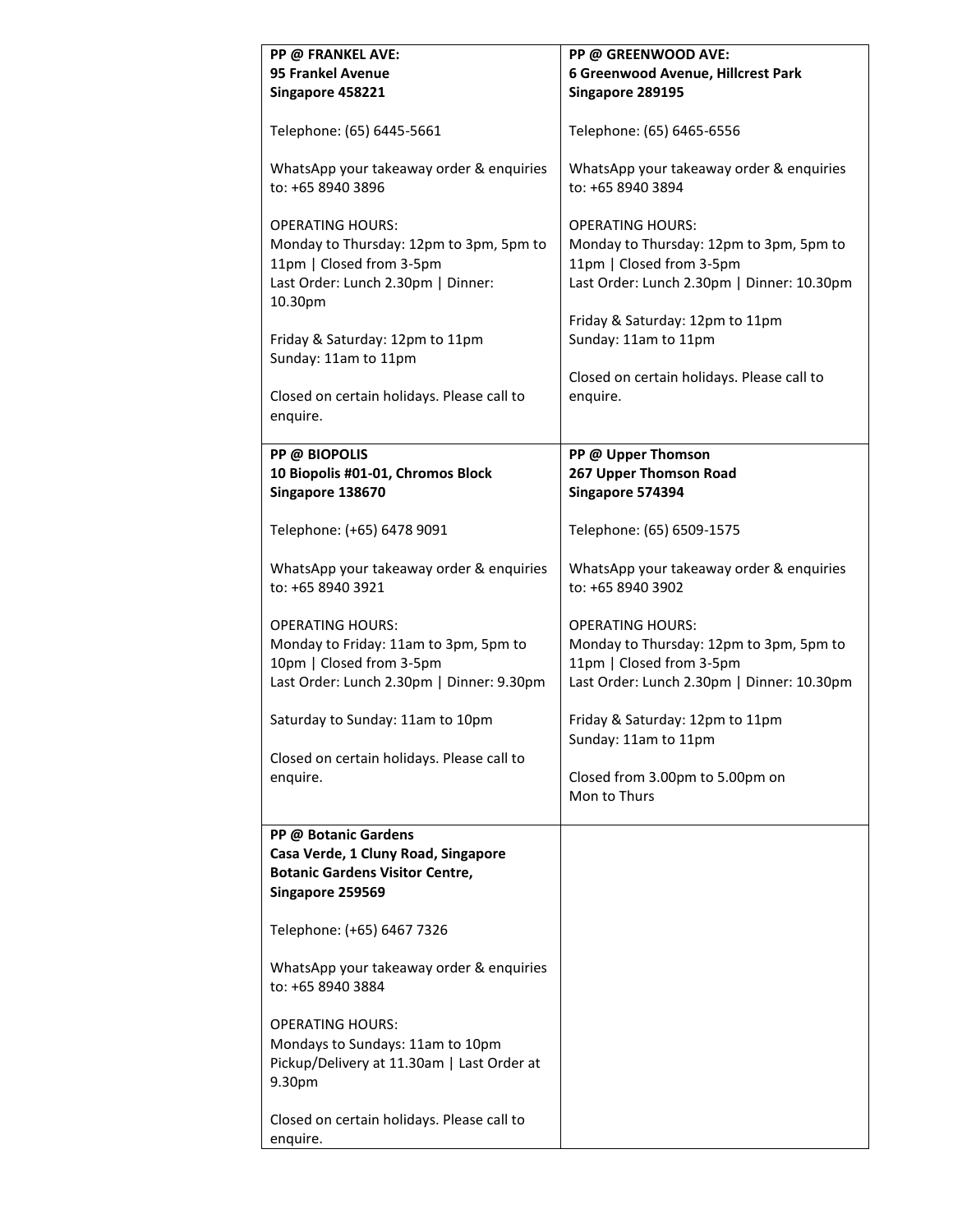**PP @ FRANKEL AVE:**
**95 Frankel Avenue**
**Singapore 458221**

Telephone: (65) 6445-5661

WhatsApp your takeaway order & enquiries to: +65 8940 3896

OPERATING HOURS:
Monday to Thursday: 12pm to 3pm, 5pm to 11pm | Closed from 3-5pm
Last Order: Lunch 2.30pm | Dinner: 10.30pm

Friday & Saturday: 12pm to 11pm
Sunday: 11am to 11pm

Closed on certain holidays. Please call to enquire.

**PP @ GREENWOOD AVE:**
**6 Greenwood Avenue, Hillcrest Park**
**Singapore 289195**

Telephone: (65) 6465-6556

WhatsApp your takeaway order & enquiries to: +65 8940 3894

OPERATING HOURS:
Monday to Thursday: 12pm to 3pm, 5pm to 11pm | Closed from 3-5pm
Last Order: Lunch 2.30pm | Dinner: 10.30pm

Friday & Saturday: 12pm to 11pm
Sunday: 11am to 11pm

Closed on certain holidays. Please call to enquire.

**PP @ BIOPOLIS**
**10 Biopolis #01-01, Chromos Block**
**Singapore 138670**

Telephone: (+65) 6478 9091

WhatsApp your takeaway order & enquiries to: +65 8940 3921

OPERATING HOURS:
Monday to Friday: 11am to 3pm, 5pm to 10pm | Closed from 3-5pm
Last Order: Lunch 2.30pm | Dinner: 9.30pm

Saturday to Sunday: 11am to 10pm

Closed on certain holidays. Please call to enquire.

**PP @ Upper Thomson**
**267 Upper Thomson Road**
**Singapore 574394**

Telephone: (65) 6509-1575

WhatsApp your takeaway order & enquiries to: +65 8940 3902

OPERATING HOURS:
Monday to Thursday: 12pm to 3pm, 5pm to 11pm | Closed from 3-5pm
Last Order: Lunch 2.30pm | Dinner: 10.30pm

Friday & Saturday: 12pm to 11pm
Sunday: 11am to 11pm

Closed from 3.00pm to 5.00pm on Mon to Thurs

**PP @ Botanic Gardens**
**Casa Verde, 1 Cluny Road, Singapore Botanic Gardens Visitor Centre,**
**Singapore 259569**

Telephone: (+65) 6467 7326

WhatsApp your takeaway order & enquiries to: +65 8940 3884

OPERATING HOURS:
Mondays to Sundays: 11am to 10pm
Pickup/Delivery at 11.30am | Last Order at 9.30pm

Closed on certain holidays. Please call to enquire.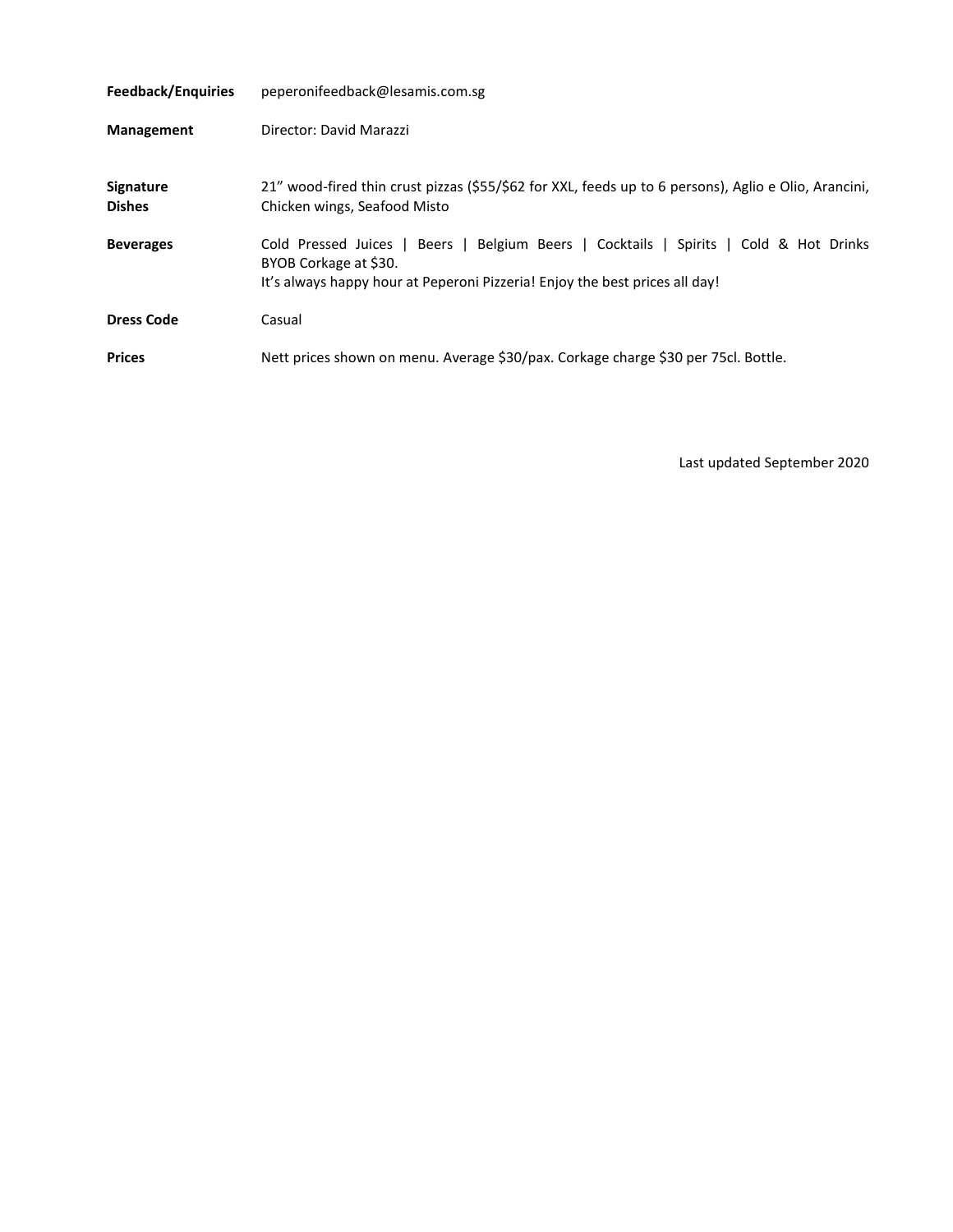| | |
|---|---|
| **Feedback/Enquiries** | peperonifeedback@lesamis.com.sg |
| **Management** | Director: David Marazzi |
| **Signature Dishes** | 21" wood-fired thin crust pizzas ($55/$62 for XXL, feeds up to 6 persons), Aglio e Olio, Arancini, Chicken wings, Seafood Misto |
| **Beverages** | Cold Pressed Juices \| Beers \| Belgium Beers \| Cocktails \| Spirits \| Cold & Hot Drinks<br>BYOB Corkage at $30.<br>It's always happy hour at Peperoni Pizzeria! Enjoy the best prices all day! |
| **Dress Code** | Casual |
| **Prices** | Nett prices shown on menu. Average $30/pax. Corkage charge $30 per 75cl. Bottle. |

Last updated September 2020